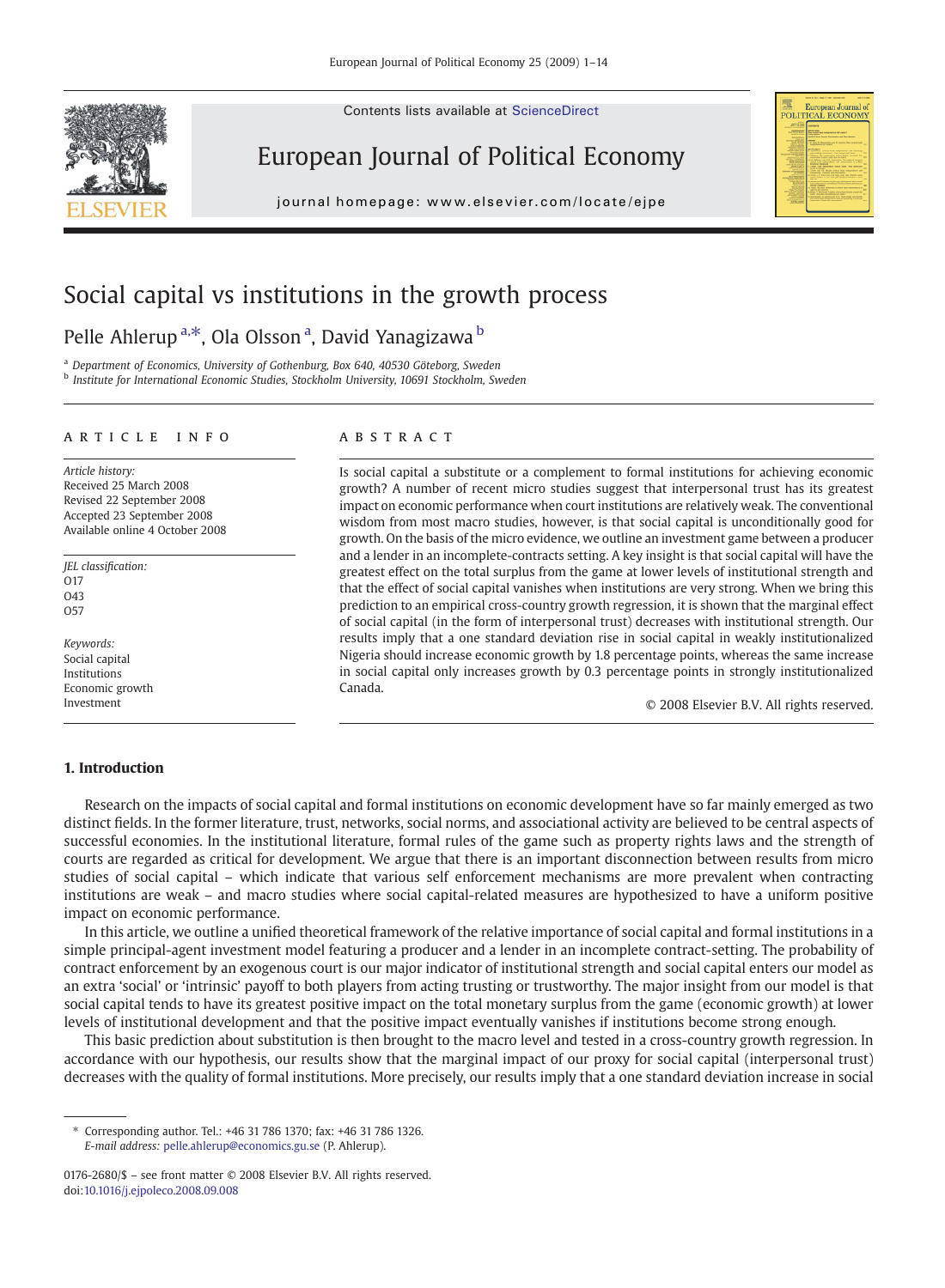# Social capital vs institutions in the growth process

Pelle Ahlerup [a,*], Ola Olsson [a], David Yanagizawa [b]

[a] Department of Economics, University of Gothenburg, Box 640, 40530 Göteborg, Sweden
[b] Institute for International Economic Studies, Stockholm University, 10691 Stockholm, Sweden

## ARTICLE INFO

*Article history:*
Received 25 March 2008
Revised 22 September 2008
Accepted 23 September 2008
Available online 4 October 2008

*JEL classification:*
O17
O43
O57

*Keywords:*
Social capital
Institutions
Economic growth
Investment

## ABSTRACT

Is social capital a substitute or a complement to formal institutions for achieving economic growth? A number of recent micro studies suggest that interpersonal trust has its greatest impact on economic performance when court institutions are relatively weak. The conventional wisdom from most macro studies, however, is that social capital is unconditionally good for growth. On the basis of the micro evidence, we outline an investment game between a producer and a lender in an incomplete-contracts setting. A key insight is that social capital will have the greatest effect on the total surplus from the game at lower levels of institutional strength and that the effect of social capital vanishes when institutions are very strong. When we bring this prediction to an empirical cross-country growth regression, it is shown that the marginal effect of social capital (in the form of interpersonal trust) decreases with institutional strength. Our results imply that a one standard deviation rise in social capital in weakly institutionalized Nigeria should increase economic growth by 1.8 percentage points, whereas the same increase in social capital only increases growth by 0.3 percentage points in strongly institutionalized Canada.

© 2008 Elsevier B.V. All rights reserved.

## 1. Introduction

Research on the impacts of social capital and formal institutions on economic development have so far mainly emerged as two distinct fields. In the former literature, trust, networks, social norms, and associational activity are believed to be central aspects of successful economies. In the institutional literature, formal rules of the game such as property rights laws and the strength of courts are regarded as critical for development. We argue that there is an important disconnection between results from micro studies of social capital – which indicate that various self enforcement mechanisms are more prevalent when contracting institutions are weak – and macro studies where social capital-related measures are hypothesized to have a uniform positive impact on economic performance.

In this article, we outline a unified theoretical framework of the relative importance of social capital and formal institutions in a simple principal-agent investment model featuring a producer and a lender in an incomplete contract-setting. The probability of contract enforcement by an exogenous court is our major indicator of institutional strength and social capital enters our model as an extra 'social' or 'intrinsic' payoff to both players from acting trusting or trustworthy. The major insight from our model is that social capital tends to have its greatest positive impact on the total monetary surplus from the game (economic growth) at lower levels of institutional development and that the positive impact eventually vanishes if institutions become strong enough.

This basic prediction about substitution is then brought to the macro level and tested in a cross-country growth regression. In accordance with our hypothesis, our results show that the marginal impact of our proxy for social capital (interpersonal trust) decreases with the quality of formal institutions. More precisely, our results imply that a one standard deviation increase in social

---

\* Corresponding author. Tel.: +46 31 786 1370; fax: +46 31 786 1326.
*E-mail address:* pelle.ahlerup@economics.gu.se (P. Ahlerup).

0176-2680/$ – see front matter © 2008 Elsevier B.V. All rights reserved.
doi:10.1016/j.ejpoleco.2008.09.008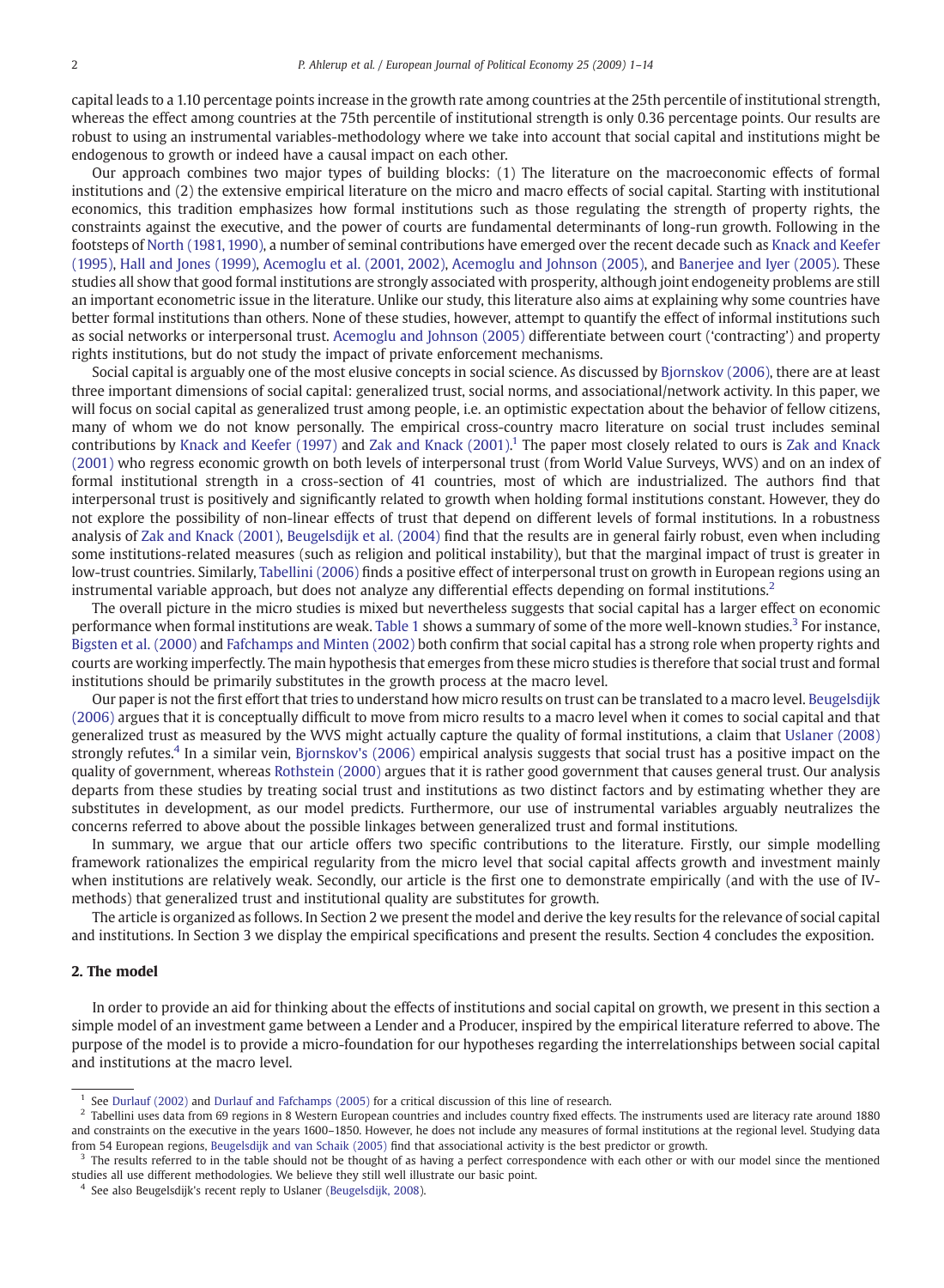capital leads to a 1.10 percentage points increase in the growth rate among countries at the 25th percentile of institutional strength, whereas the effect among countries at the 75th percentile of institutional strength is only 0.36 percentage points. Our results are robust to using an instrumental variables-methodology where we take into account that social capital and institutions might be endogenous to growth or indeed have a causal impact on each other.

Our approach combines two major types of building blocks: (1) The literature on the macroeconomic effects of formal institutions and (2) the extensive empirical literature on the micro and macro effects of social capital. Starting with institutional economics, this tradition emphasizes how formal institutions such as those regulating the strength of property rights, the constraints against the executive, and the power of courts are fundamental determinants of long-run growth. Following in the footsteps of North (1981, 1990), a number of seminal contributions have emerged over the recent decade such as Knack and Keefer (1995), Hall and Jones (1999), Acemoglu et al. (2001, 2002), Acemoglu and Johnson (2005), and Banerjee and Iyer (2005). These studies all show that good formal institutions are strongly associated with prosperity, although joint endogeneity problems are still an important econometric issue in the literature. Unlike our study, this literature also aims at explaining why some countries have better formal institutions than others. None of these studies, however, attempt to quantify the effect of informal institutions such as social networks or interpersonal trust. Acemoglu and Johnson (2005) differentiate between court ('contracting') and property rights institutions, but do not study the impact of private enforcement mechanisms.

Social capital is arguably one of the most elusive concepts in social science. As discussed by Bjornskov (2006), there are at least three important dimensions of social capital: generalized trust, social norms, and associational/network activity. In this paper, we will focus on social capital as generalized trust among people, i.e. an optimistic expectation about the behavior of fellow citizens, many of whom we do not know personally. The empirical cross-country macro literature on social trust includes seminal contributions by Knack and Keefer (1997) and Zak and Knack (2001).[1] The paper most closely related to ours is Zak and Knack (2001) who regress economic growth on both levels of interpersonal trust (from World Value Surveys, WVS) and on an index of formal institutional strength in a cross-section of 41 countries, most of which are industrialized. The authors find that interpersonal trust is positively and significantly related to growth when holding formal institutions constant. However, they do not explore the possibility of non-linear effects of trust that depend on different levels of formal institutions. In a robustness analysis of Zak and Knack (2001), Beugelsdijk et al. (2004) find that the results are in general fairly robust, even when including some institutions-related measures (such as religion and political instability), but that the marginal impact of trust is greater in low-trust countries. Similarly, Tabellini (2006) finds a positive effect of interpersonal trust on growth in European regions using an instrumental variable approach, but does not analyze any differential effects depending on formal institutions.[2]

The overall picture in the micro studies is mixed but nevertheless suggests that social capital has a larger effect on economic performance when formal institutions are weak. Table 1 shows a summary of some of the more well-known studies.[3] For instance, Bigsten et al. (2000) and Fafchamps and Minten (2002) both confirm that social capital has a strong role when property rights and courts are working imperfectly. The main hypothesis that emerges from these micro studies is therefore that social trust and formal institutions should be primarily substitutes in the growth process at the macro level.

Our paper is not the first effort that tries to understand how micro results on trust can be translated to a macro level. Beugelsdijk (2006) argues that it is conceptually difficult to move from micro results to a macro level when it comes to social capital and that generalized trust as measured by the WVS might actually capture the quality of formal institutions, a claim that Uslaner (2008) strongly refutes.[4] In a similar vein, Bjornskov's (2006) empirical analysis suggests that social trust has a positive impact on the quality of government, whereas Rothstein (2000) argues that it is rather good government that causes general trust. Our analysis departs from these studies by treating social trust and institutions as two distinct factors and by estimating whether they are substitutes in development, as our model predicts. Furthermore, our use of instrumental variables arguably neutralizes the concerns referred to above about the possible linkages between generalized trust and formal institutions.

In summary, we argue that our article offers two specific contributions to the literature. Firstly, our simple modelling framework rationalizes the empirical regularity from the micro level that social capital affects growth and investment mainly when institutions are relatively weak. Secondly, our article is the first one to demonstrate empirically (and with the use of IV-methods) that generalized trust and institutional quality are substitutes for growth.

The article is organized as follows. In Section 2 we present the model and derive the key results for the relevance of social capital and institutions. In Section 3 we display the empirical specifications and present the results. Section 4 concludes the exposition.

## 2. The model

In order to provide an aid for thinking about the effects of institutions and social capital on growth, we present in this section a simple model of an investment game between a Lender and a Producer, inspired by the empirical literature referred to above. The purpose of the model is to provide a micro-foundation for our hypotheses regarding the interrelationships between social capital and institutions at the macro level.

---

[1] See Durlauf (2002) and Durlauf and Fafchamps (2005) for a critical discussion of this line of research.

[2] Tabellini uses data from 69 regions in 8 Western European countries and includes country fixed effects. The instruments used are literacy rate around 1880 and constraints on the executive in the years 1600–1850. However, he does not include any measures of formal institutions at the regional level. Studying data from 54 European regions, Beugelsdijk and van Schaik (2005) find that associational activity is the best predictor or growth.

[3] The results referred to in the table should not be thought of as having a perfect correspondence with each other or with our model since the mentioned studies all use different methodologies. We believe they still well illustrate our basic point.

[4] See also Beugelsdijk's recent reply to Uslaner (Beugelsdijk, 2008).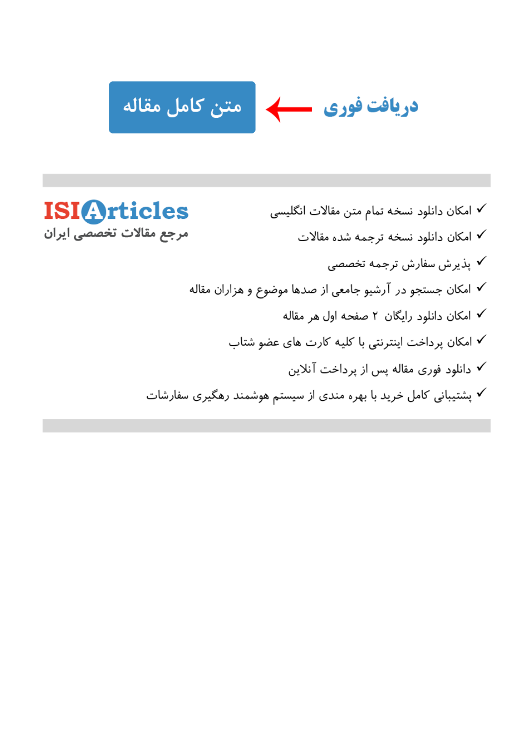**دریافت فوری ← متن کامل مقاله**

**ISIArticles**
مرجع مقالات تخصصی ایران

- ✓ امکان دانلود نسخه تمام متن مقالات انگلیسی
- ✓ امکان دانلود نسخه ترجمه شده مقالات
- ✓ پذیرش سفارش ترجمه تخصصی
- ✓ امکان جستجو در آرشیو جامعی از صدها موضوع و هزاران مقاله
- ✓ امکان دانلود رایگان ۲ صفحه اول هر مقاله
- ✓ امکان پرداخت اینترنتی با کلیه کارت های عضو شتاب
- ✓ دانلود فوری مقاله پس از پرداخت آنلاین
- ✓ پشتیبانی کامل خرید با بهره مندی از سیستم هوشمند رهگیری سفارشات